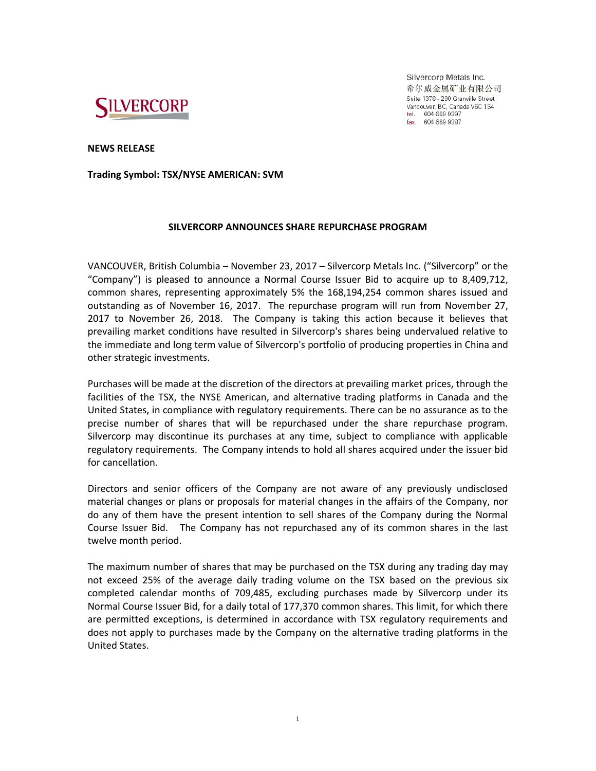Silvercorp Metals Inc.
希尔威金属矿业有限公司
Suite 1378 - 200 Granville Street
Vancouver, BC, Canada V6C 1S4
tel. 604 669 9397
fax. 604 669 9387

**NEWS RELEASE**

**Trading Symbol: TSX/NYSE AMERICAN: SVM**

## SILVERCORP ANNOUNCES SHARE REPURCHASE PROGRAM

VANCOUVER, British Columbia – November 23, 2017 – Silvercorp Metals Inc. ("Silvercorp" or the "Company") is pleased to announce a Normal Course Issuer Bid to acquire up to 8,409,712, common shares, representing approximately 5% the 168,194,254 common shares issued and outstanding as of November 16, 2017. The repurchase program will run from November 27, 2017 to November 26, 2018. The Company is taking this action because it believes that prevailing market conditions have resulted in Silvercorp's shares being undervalued relative to the immediate and long term value of Silvercorp's portfolio of producing properties in China and other strategic investments.

Purchases will be made at the discretion of the directors at prevailing market prices, through the facilities of the TSX, the NYSE American, and alternative trading platforms in Canada and the United States, in compliance with regulatory requirements. There can be no assurance as to the precise number of shares that will be repurchased under the share repurchase program. Silvercorp may discontinue its purchases at any time, subject to compliance with applicable regulatory requirements. The Company intends to hold all shares acquired under the issuer bid for cancellation.

Directors and senior officers of the Company are not aware of any previously undisclosed material changes or plans or proposals for material changes in the affairs of the Company, nor do any of them have the present intention to sell shares of the Company during the Normal Course Issuer Bid. The Company has not repurchased any of its common shares in the last twelve month period.

The maximum number of shares that may be purchased on the TSX during any trading day may not exceed 25% of the average daily trading volume on the TSX based on the previous six completed calendar months of 709,485, excluding purchases made by Silvercorp under its Normal Course Issuer Bid, for a daily total of 177,370 common shares. This limit, for which there are permitted exceptions, is determined in accordance with TSX regulatory requirements and does not apply to purchases made by the Company on the alternative trading platforms in the United States.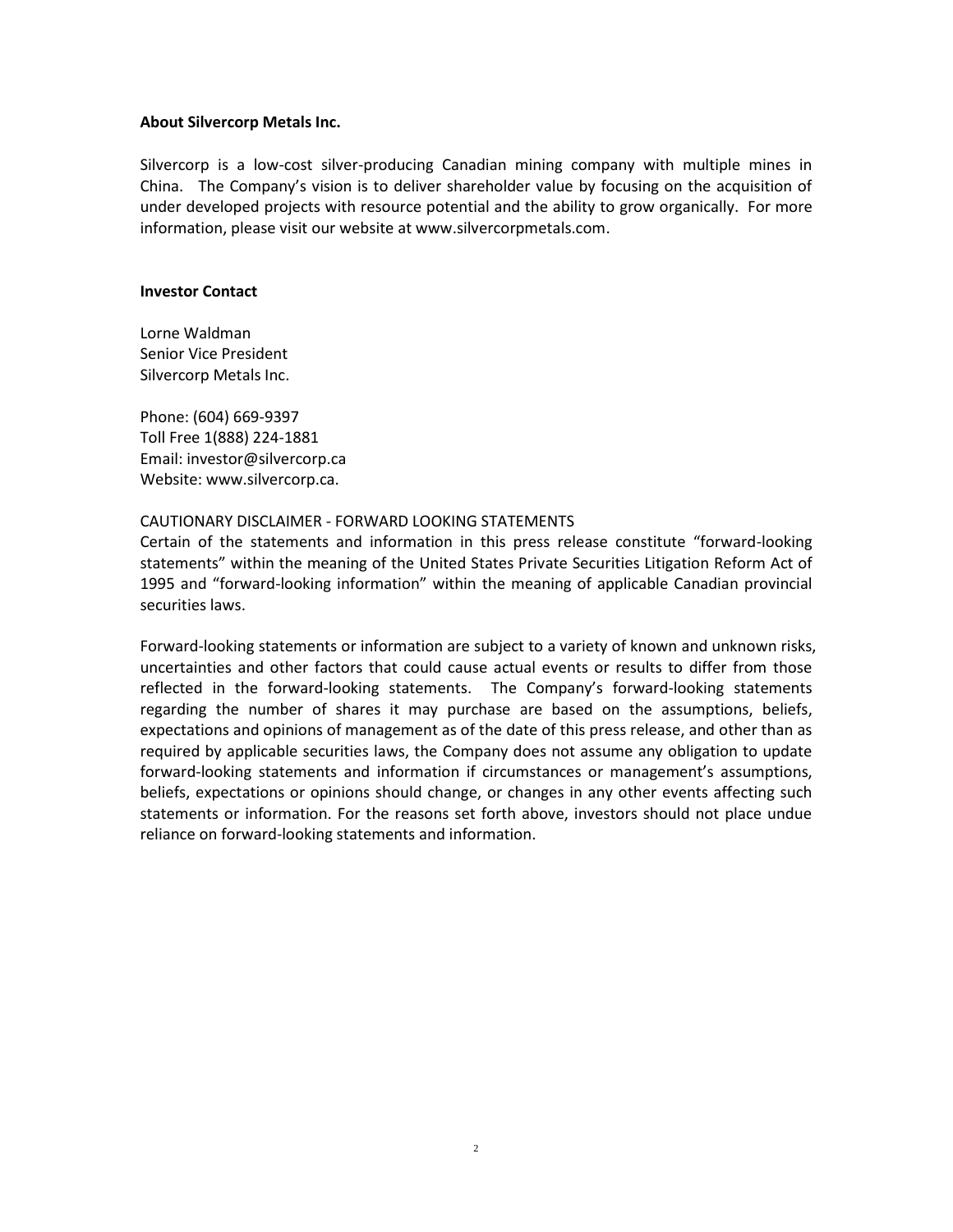**About Silvercorp Metals Inc.**

Silvercorp is a low-cost silver-producing Canadian mining company with multiple mines in China. The Company's vision is to deliver shareholder value by focusing on the acquisition of under developed projects with resource potential and the ability to grow organically. For more information, please visit our website at www.silvercorpmetals.com.

**Investor Contact**

Lorne Waldman
Senior Vice President
Silvercorp Metals Inc.

Phone: (604) 669-9397
Toll Free 1(888) 224-1881
Email: investor@silvercorp.ca
Website: www.silvercorp.ca.

CAUTIONARY DISCLAIMER - FORWARD LOOKING STATEMENTS
Certain of the statements and information in this press release constitute "forward-looking statements" within the meaning of the United States Private Securities Litigation Reform Act of 1995 and "forward-looking information" within the meaning of applicable Canadian provincial securities laws.

Forward-looking statements or information are subject to a variety of known and unknown risks, uncertainties and other factors that could cause actual events or results to differ from those reflected in the forward-looking statements. The Company's forward-looking statements regarding the number of shares it may purchase are based on the assumptions, beliefs, expectations and opinions of management as of the date of this press release, and other than as required by applicable securities laws, the Company does not assume any obligation to update forward-looking statements and information if circumstances or management's assumptions, beliefs, expectations or opinions should change, or changes in any other events affecting such statements or information. For the reasons set forth above, investors should not place undue reliance on forward-looking statements and information.